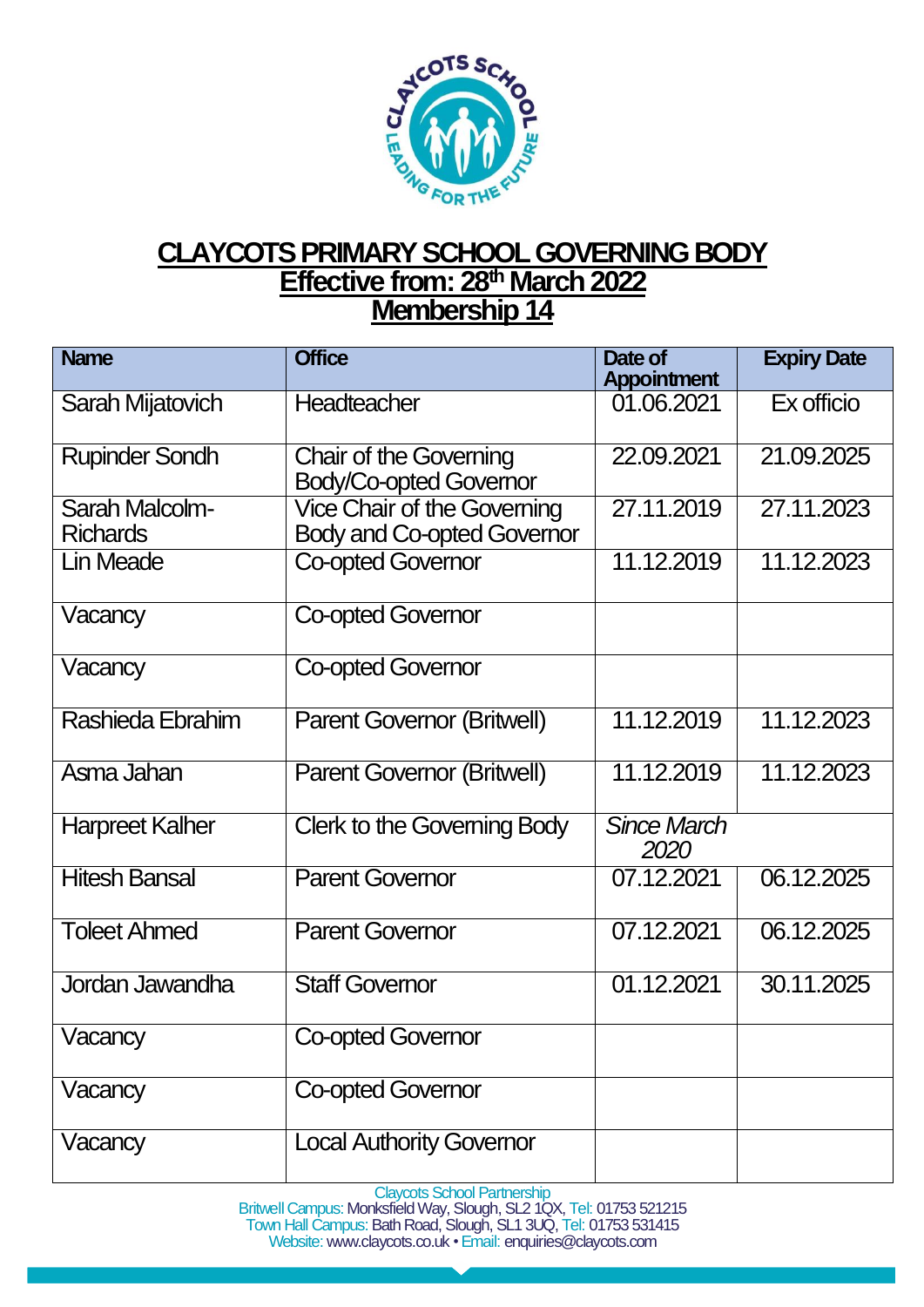# CLAYCOTS PRIMARY SCHOOL GOVERNING BODY

## Effective from: 28th March 2022

## Membership 14

| Name | Office | Date of Appointment | Expiry Date |
|---|---|---|---|
| Sarah Mijatovich | Headteacher | 01.06.2021 | Ex officio |
| Rupinder Sondh | Chair of the Governing Body/Co-opted Governor | 22.09.2021 | 21.09.2025 |
| Sarah Malcolm-Richards | Vice Chair of the Governing Body and Co-opted Governor | 27.11.2019 | 27.11.2023 |
| Lin Meade | Co-opted Governor | 11.12.2019 | 11.12.2023 |
| Vacancy | Co-opted Governor | | |
| Vacancy | Co-opted Governor | | |
| Rashieda Ebrahim | Parent Governor (Britwell) | 11.12.2019 | 11.12.2023 |
| Asma Jahan | Parent Governor (Britwell) | 11.12.2019 | 11.12.2023 |
| Harpreet Kalher | Clerk to the Governing Body | *Since March 2020* | |
| Hitesh Bansal | Parent Governor | 07.12.2021 | 06.12.2025 |
| Toleet Ahmed | Parent Governor | 07.12.2021 | 06.12.2025 |
| Jordan Jawandha | Staff Governor | 01.12.2021 | 30.11.2025 |
| Vacancy | Co-opted Governor | | |
| Vacancy | Co-opted Governor | | |
| Vacancy | Local Authority Governor | | |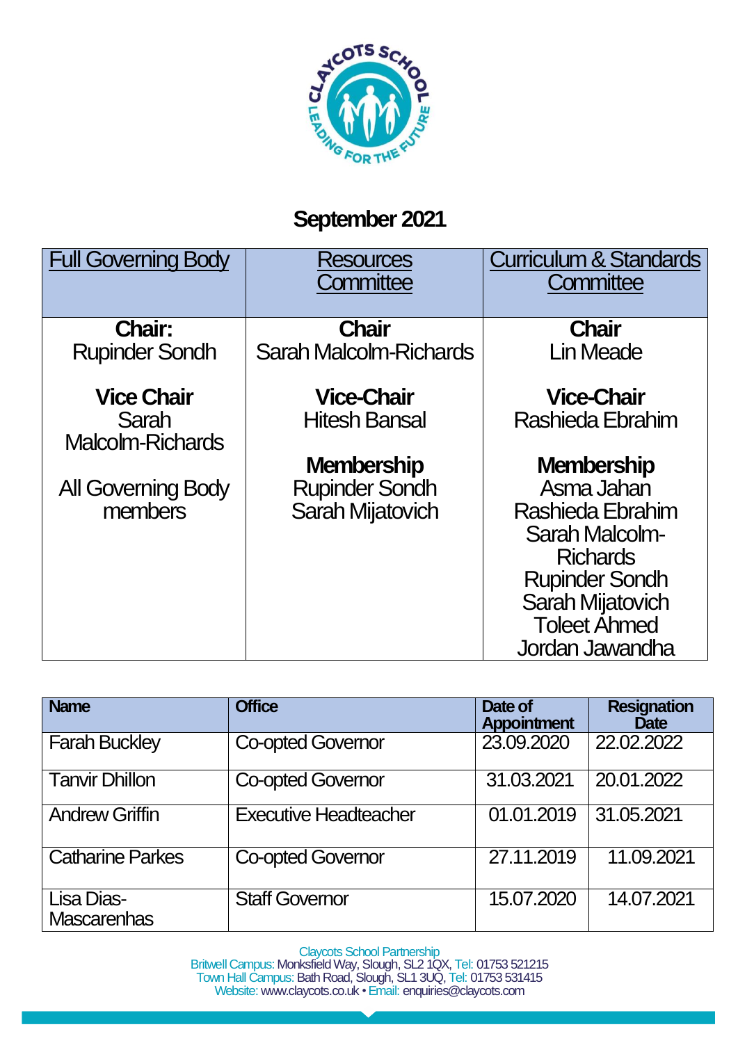# September 2021

| Full Governing Body | Resources Committee | Curriculum & Standards Committee |
|---|---|---|
| **Chair:**<br>Rupinder Sondh<br><br>**Vice Chair**<br>Sarah Malcolm-Richards<br><br>All Governing Body members | **Chair**<br>Sarah Malcolm-Richards<br><br>**Vice-Chair**<br>Hitesh Bansal<br><br>**Membership**<br>Rupinder Sondh<br>Sarah Mijatovich | **Chair**<br>Lin Meade<br><br>**Vice-Chair**<br>Rashieda Ebrahim<br><br>**Membership**<br>Asma Jahan<br>Rashieda Ebrahim<br>Sarah Malcolm-Richards<br>Rupinder Sondh<br>Sarah Mijatovich<br>Toleet Ahmed<br>Jordan Jawandha |

| Name | Office | Date of Appointment | Resignation Date |
|---|---|---|---|
| Farah Buckley | Co-opted Governor | 23.09.2020 | 22.02.2022 |
| Tanvir Dhillon | Co-opted Governor | 31.03.2021 | 20.01.2022 |
| Andrew Griffin | Executive Headteacher | 01.01.2019 | 31.05.2021 |
| Catharine Parkes | Co-opted Governor | 27.11.2019 | 11.09.2021 |
| Lisa Dias-Mascarenhas | Staff Governor | 15.07.2020 | 14.07.2021 |

Claycots School Partnership
Britwell Campus: Monksfield Way, Slough, SL2 1QX, Tel: 01753 521215
Town Hall Campus: Bath Road, Slough, SL1 3UQ, Tel: 01753 531415
Website: www.claycots.co.uk • Email: enquiries@claycots.com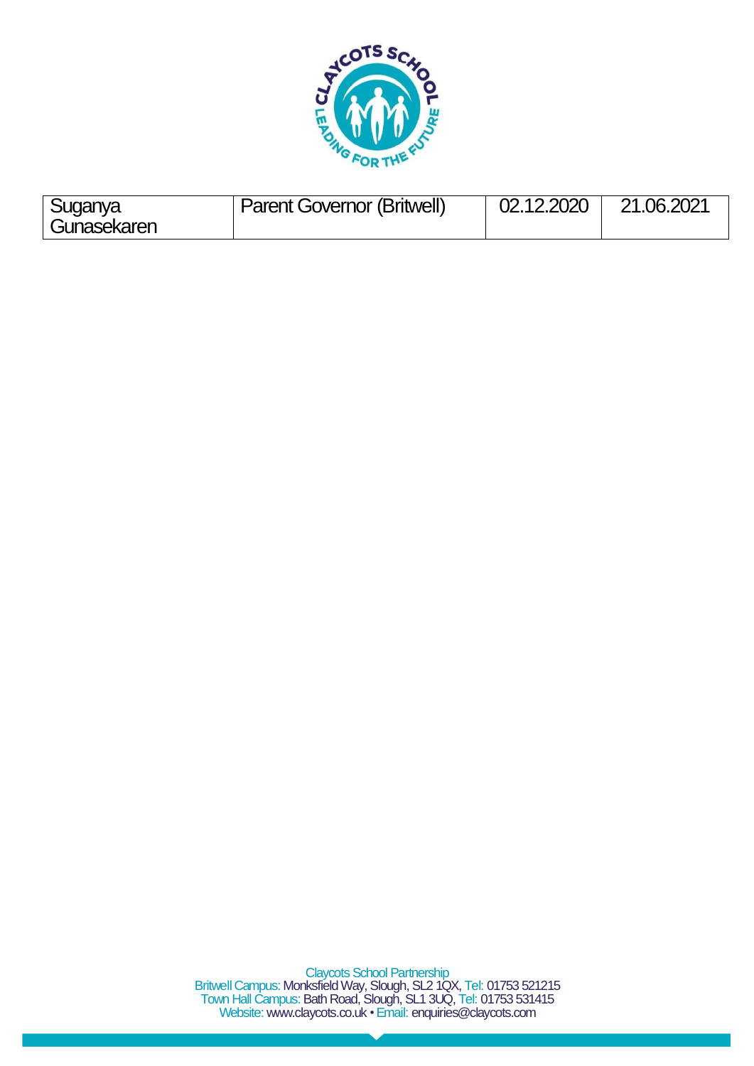| | | | |
|---|---|---|---|
| Suganya Gunasekaren | Parent Governor (Britwell) | 02.12.2020 | 21.06.2021 |

Claycots School Partnership
Britwell Campus: Monksfield Way, Slough, SL2 1QX, Tel: 01753 521215
Town Hall Campus: Bath Road, Slough, SL1 3UQ, Tel: 01753 531415
Website: www.claycots.co.uk • Email: enquiries@claycots.com